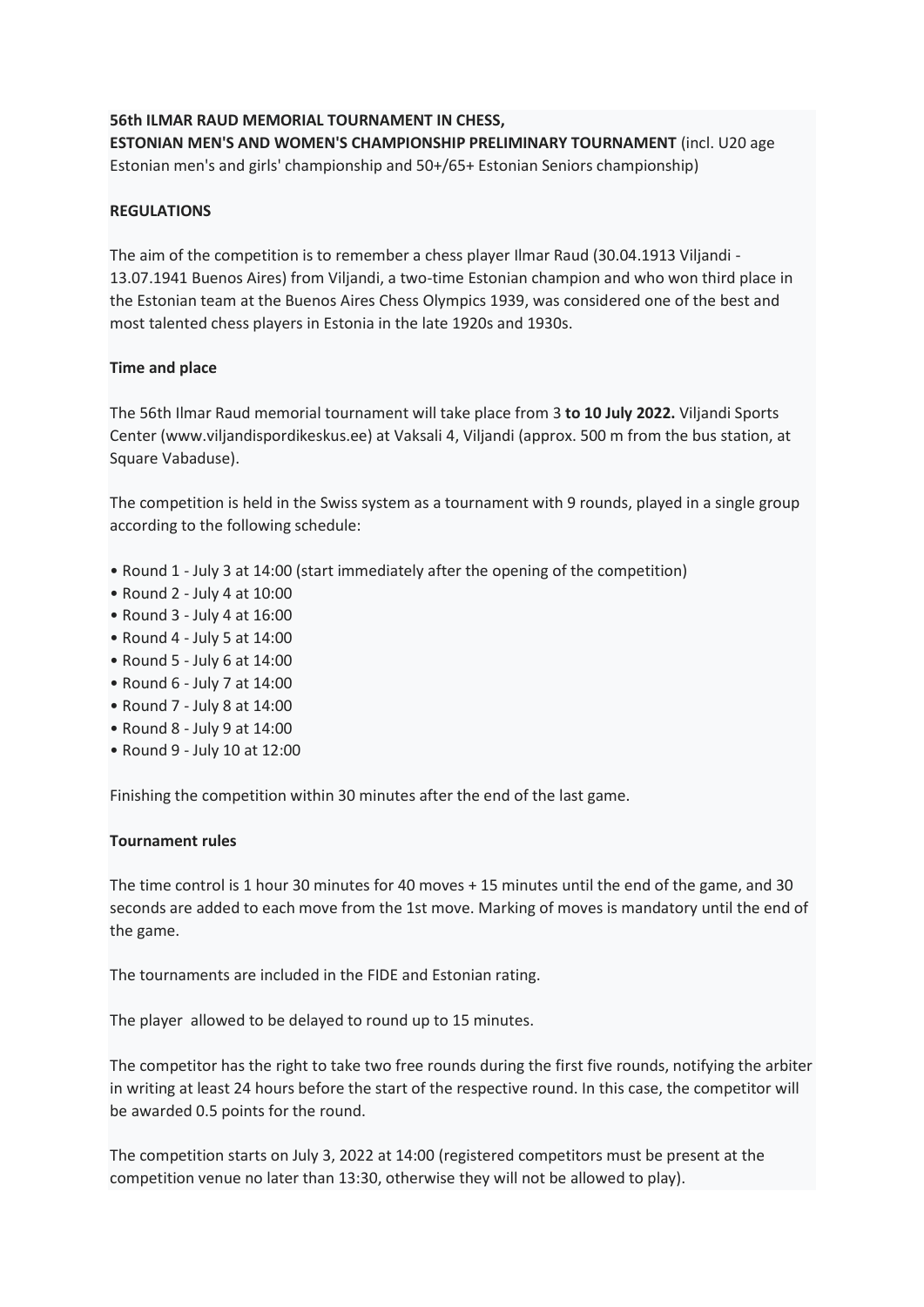**56th ILMAR RAUD MEMORIAL TOURNAMENT IN CHESS,**
**ESTONIAN MEN'S AND WOMEN'S CHAMPIONSHIP PRELIMINARY TOURNAMENT** (incl. U20 age Estonian men's and girls' championship and 50+/65+ Estonian Seniors championship)

**REGULATIONS**

The aim of the competition is to remember a chess player Ilmar Raud (30.04.1913 Viljandi - 13.07.1941 Buenos Aires) from Viljandi, a two-time Estonian champion and who won third place in the Estonian team at the Buenos Aires Chess Olympics 1939, was considered one of the best and most talented chess players in Estonia in the late 1920s and 1930s.

**Time and place**

The 56th Ilmar Raud memorial tournament will take place from 3 **to 10 July 2022.** Viljandi Sports Center (www.viljandispordikeskus.ee) at Vaksali 4, Viljandi (approx. 500 m from the bus station, at Square Vabaduse).

The competition is held in the Swiss system as a tournament with 9 rounds, played in a single group according to the following schedule:

- Round 1 - July 3 at 14:00 (start immediately after the opening of the competition)
- Round 2 - July 4 at 10:00
- Round 3 - July 4 at 16:00
- Round 4 - July 5 at 14:00
- Round 5 - July 6 at 14:00
- Round 6 - July 7 at 14:00
- Round 7 - July 8 at 14:00
- Round 8 - July 9 at 14:00
- Round 9 - July 10 at 12:00

Finishing the competition within 30 minutes after the end of the last game.

**Tournament rules**

The time control is 1 hour 30 minutes for 40 moves + 15 minutes until the end of the game, and 30 seconds are added to each move from the 1st move. Marking of moves is mandatory until the end of the game.

The tournaments are included in the FIDE and Estonian rating.

The player allowed to be delayed to round up to 15 minutes.

The competitor has the right to take two free rounds during the first five rounds, notifying the arbiter in writing at least 24 hours before the start of the respective round. In this case, the competitor will be awarded 0.5 points for the round.

The competition starts on July 3, 2022 at 14:00 (registered competitors must be present at the competition venue no later than 13:30, otherwise they will not be allowed to play).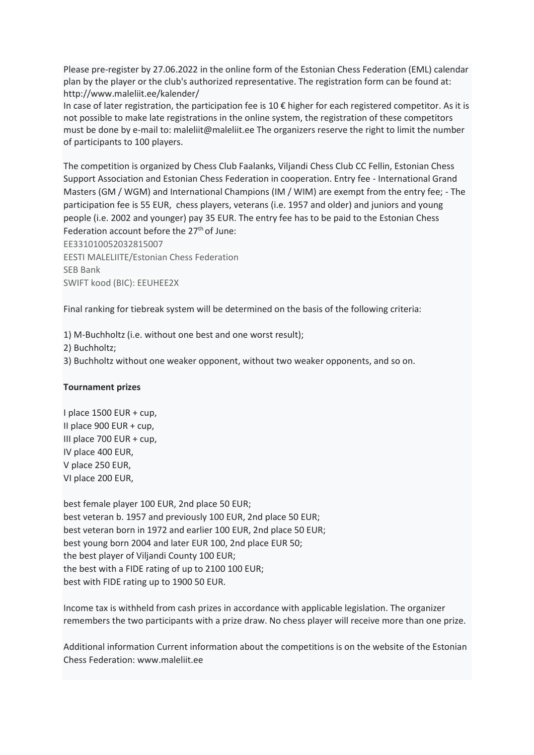Please pre-register by 27.06.2022 in the online form of the Estonian Chess Federation (EML) calendar plan by the player or the club's authorized representative. The registration form can be found at: http://www.maleliit.ee/kalender/

In case of later registration, the participation fee is 10 € higher for each registered competitor. As it is not possible to make late registrations in the online system, the registration of these competitors must be done by e-mail to: maleliit@maleliit.ee The organizers reserve the right to limit the number of participants to 100 players.

The competition is organized by Chess Club Faalanks, Viljandi Chess Club CC Fellin, Estonian Chess Support Association and Estonian Chess Federation in cooperation. Entry fee - International Grand Masters (GM / WGM) and International Champions (IM / WIM) are exempt from the entry fee; - The participation fee is 55 EUR, chess players, veterans (i.e. 1957 and older) and juniors and young people (i.e. 2002 and younger) pay 35 EUR. The entry fee has to be paid to the Estonian Chess Federation account before the 27th of June:

EE331010052032815007
EESTI MALELIITE/Estonian Chess Federation
SEB Bank
SWIFT kood (BIC): EEUHEE2X

Final ranking for tiebreak system will be determined on the basis of the following criteria:

1) M-Buchholtz (i.e. without one best and one worst result);
2) Buchholtz;
3) Buchholtz without one weaker opponent, without two weaker opponents, and so on.

**Tournament prizes**

I place 1500 EUR + cup,
II place 900 EUR + cup,
III place 700 EUR + cup,
IV place 400 EUR,
V place 250 EUR,
VI place 200 EUR,

best female player 100 EUR, 2nd place 50 EUR;
best veteran b. 1957 and previously 100 EUR, 2nd place 50 EUR;
best veteran born in 1972 and earlier 100 EUR, 2nd place 50 EUR;
best young born 2004 and later EUR 100, 2nd place EUR 50;
the best player of Viljandi County 100 EUR;
the best with a FIDE rating of up to 2100 100 EUR;
best with FIDE rating up to 1900 50 EUR.

Income tax is withheld from cash prizes in accordance with applicable legislation. The organizer remembers the two participants with a prize draw. No chess player will receive more than one prize.

Additional information Current information about the competitions is on the website of the Estonian Chess Federation: www.maleliit.ee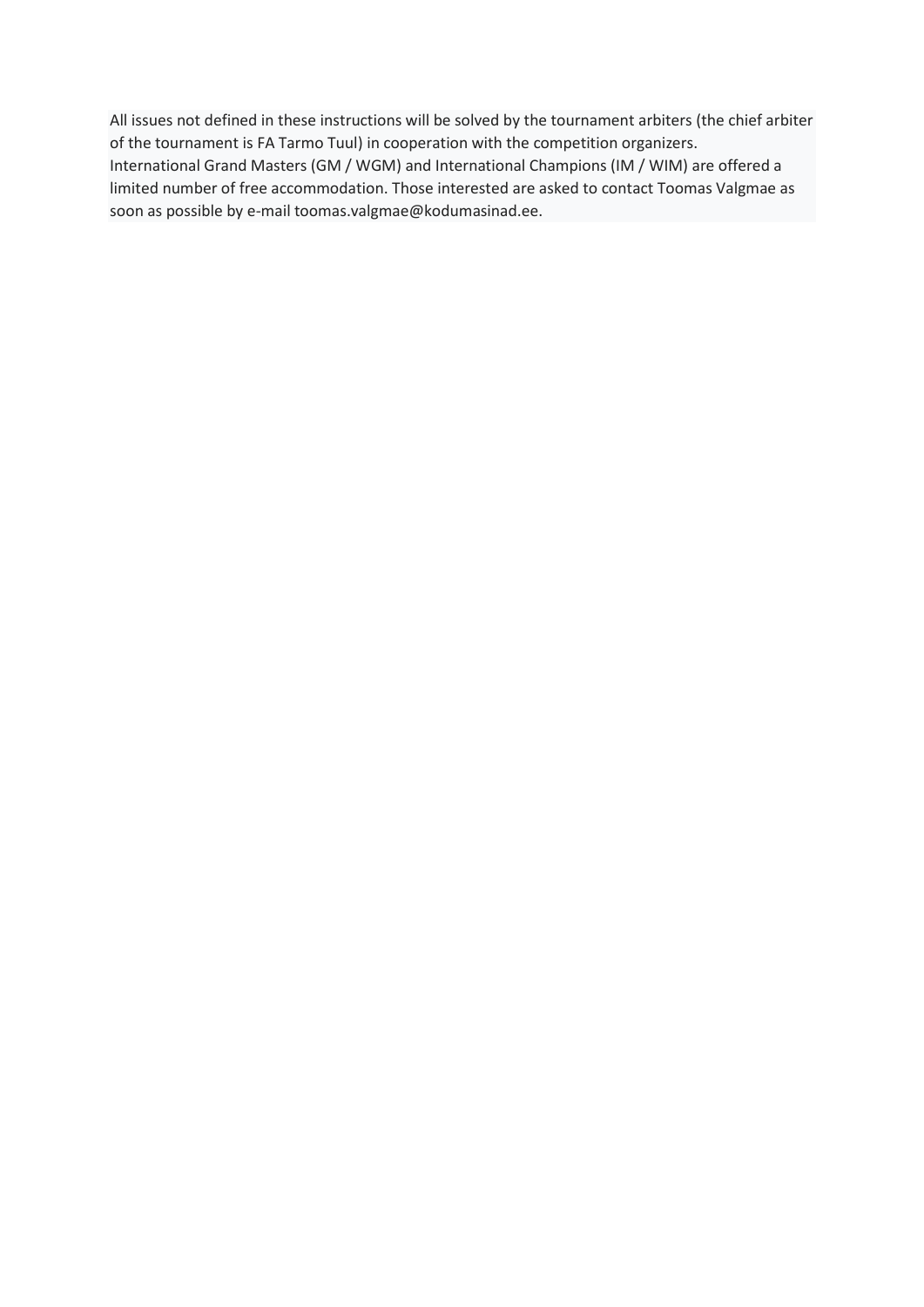All issues not defined in these instructions will be solved by the tournament arbiters (the chief arbiter of the tournament is FA Tarmo Tuul) in cooperation with the competition organizers.
International Grand Masters (GM / WGM) and International Champions (IM / WIM) are offered a limited number of free accommodation. Those interested are asked to contact Toomas Valgmae as soon as possible by e-mail toomas.valgmae@kodumasinad.ee.